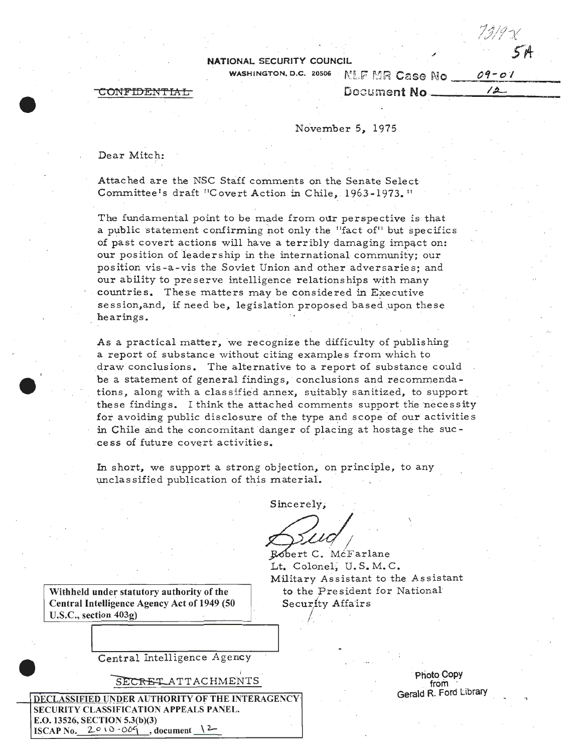7319-X

5A

**NATIONAL SECURITY COUNCIL**

WASHINGTON, D.C. 20506

NLF MR Case No 09-01

Document No 12

~~CONFIDENTIAL~~

November 5, 1975

Dear Mitch:

Attached are the NSC Staff comments on the Senate Select Committee's draft "Covert Action in Chile, 1963-1973."

The fundamental point to be made from our perspective is that a public statement confirming not only the "fact of" but specifics of past covert actions will have a terribly damaging impact on: our position of leadership in the international community; our position vis-a-vis the Soviet Union and other adversaries; and our ability to preserve intelligence relationships with many countries. These matters may be considered in Executive session, and, if need be, legislation proposed based upon these hearings.

As a practical matter, we recognize the difficulty of publishing a report of substance without citing examples from which to draw conclusions. The alternative to a report of substance could be a statement of general findings, conclusions and recommendations, along with a classified annex, suitably sanitized, to support these findings. I think the attached comments support the necessity for avoiding public disclosure of the type and scope of our activities in Chile and the concomitant danger of placing at hostage the success of future covert activities.

In short, we support a strong objection, on principle, to any unclassified publication of this material.

Sincerely,

Bud

Robert C. McFarlane
Lt. Colonel, U.S.M.C.
Military Assistant to the Assistant to the President for National Security Affairs

**Withheld under statutory authority of the Central Intelligence Agency Act of 1949 (50 U.S.C., section 403g)**

Central Intelligence Agency

~~SECRET~~ ATTACHMENTS

**DECLASSIFIED UNDER AUTHORITY OF THE INTERAGENCY SECURITY CLASSIFICATION APPEALS PANEL.**
**E.O. 13526, SECTION 5.3(b)(3)**
**ISCAP No. 2010-009, document 12**

Photo Copy from Gerald R. Ford Library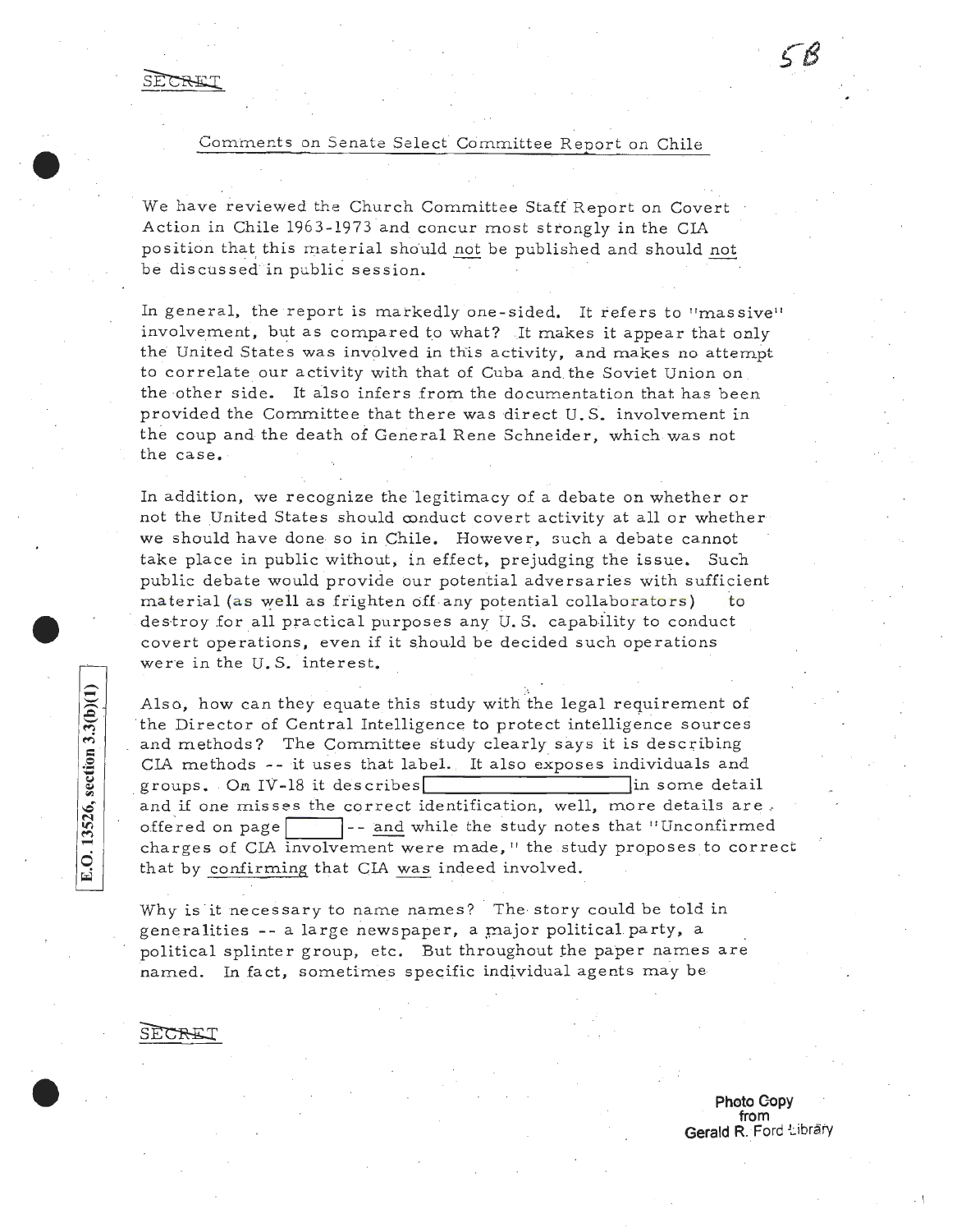SECRET

5B

## Comments on Senate Select Committee Report on Chile

We have reviewed the Church Committee Staff Report on Covert Action in Chile 1963-1973 and concur most strongly in the CIA position that this material should not be published and should not be discussed in public session.

In general, the report is markedly one-sided. It refers to "massive" involvement, but as compared to what? It makes it appear that only the United States was involved in this activity, and makes no attempt to correlate our activity with that of Cuba and the Soviet Union on the other side. It also infers from the documentation that has been provided the Committee that there was direct U.S. involvement in the coup and the death of General Rene Schneider, which was not the case.

In addition, we recognize the legitimacy of a debate on whether or not the United States should conduct covert activity at all or whether we should have done so in Chile. However, such a debate cannot take place in public without, in effect, prejudging the issue. Such public debate would provide our potential adversaries with sufficient material (as well as frighten off any potential collaborators) to destroy for all practical purposes any U.S. capability to conduct covert operations, even if it should be decided such operations were in the U.S. interest.

E.O. 13526, section 3.3(b)(1)

Also, how can they equate this study with the legal requirement of the Director of Central Intelligence to protect intelligence sources and methods? The Committee study clearly says it is describing CIA methods -- it uses that label. It also exposes individuals and groups. On IV-18 it describes [redacted] in some detail and if one misses the correct identification, well, more details are offered on page [redacted] -- and while the study notes that "Unconfirmed charges of CIA involvement were made," the study proposes to correct that by confirming that CIA was indeed involved.

Why is it necessary to name names? The story could be told in generalities -- a large newspaper, a major political party, a political splinter group, etc. But throughout the paper names are named. In fact, sometimes specific individual agents may be

SECRET

Photo Copy from Gerald R. Ford Library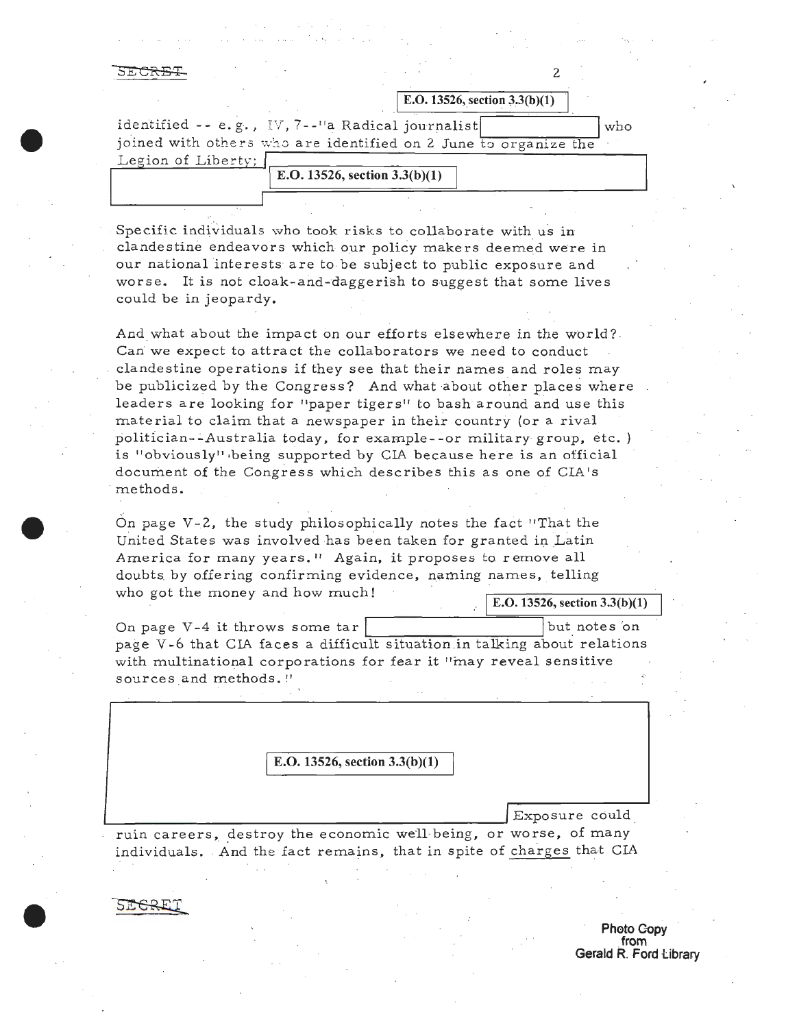SECRET

E.O. 13526, section 3.3(b)(1)

identified -- e.g., IV, 7--"a Radical journalist [ ] who joined with others who are identified on 2 June to organize the Legion of Liberty; [ ]

E.O. 13526, section 3.3(b)(1)

Specific individuals who took risks to collaborate with us in clandestine endeavors which our policy makers deemed were in our national interests are to be subject to public exposure and worse. It is not cloak-and-daggerish to suggest that some lives could be in jeopardy.

And what about the impact on our efforts elsewhere in the world? Can we expect to attract the collaborators we need to conduct clandestine operations if they see that their names and roles may be publicized by the Congress? And what about other places where leaders are looking for "paper tigers" to bash around and use this material to claim that a newspaper in their country (or a rival politician--Australia today, for example--or military group, etc.) is "obviously" being supported by CIA because here is an official document of the Congress which describes this as one of CIA's methods.

On page V-2, the study philosophically notes the fact "That the United States was involved has been taken for granted in Latin America for many years." Again, it proposes to remove all doubts by offering confirming evidence, naming names, telling who got the money and how much!

E.O. 13526, section 3.3(b)(1)

On page V-4 it throws some tar [ ] but notes on page V-6 that CIA faces a difficult situation in talking about relations with multinational corporations for fear it "may reveal sensitive sources and methods."

E.O. 13526, section 3.3(b)(1)

[ ] Exposure could ruin careers, destroy the economic well-being, or worse, of many individuals. And the fact remains, that in spite of charges that CIA

SECRET

Photo Copy from Gerald R. Ford Library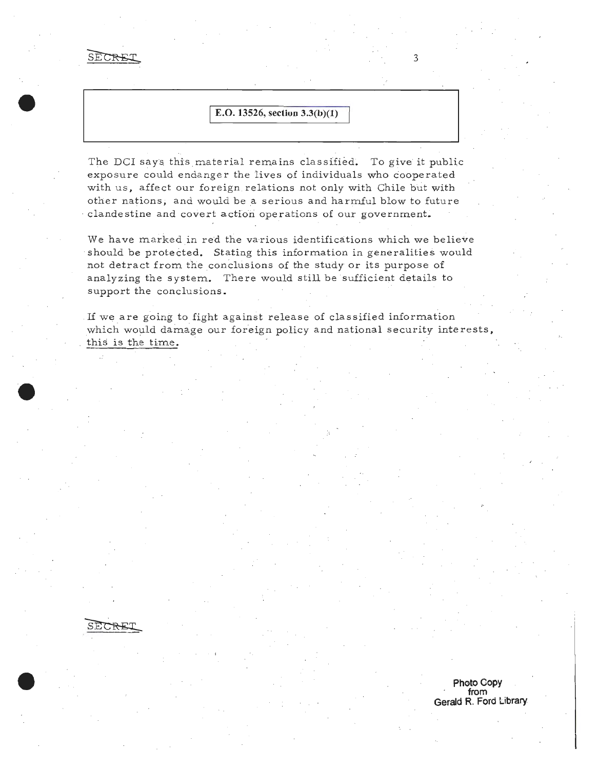SECRET

E.O. 13526, section 3.3(b)(1)

The DCI says this material remains classified. To give it public exposure could endanger the lives of individuals who cooperated with us, affect our foreign relations not only with Chile but with other nations, and would be a serious and harmful blow to future clandestine and covert action operations of our government.

We have marked in red the various identifications which we believe should be protected. Stating this information in generalities would not detract from the conclusions of the study or its purpose of analyzing the system. There would still be sufficient details to support the conclusions.

If we are going to fight against release of classified information which would damage our foreign policy and national security interests, this is the time.

SECRET

Photo Copy from Gerald R. Ford Library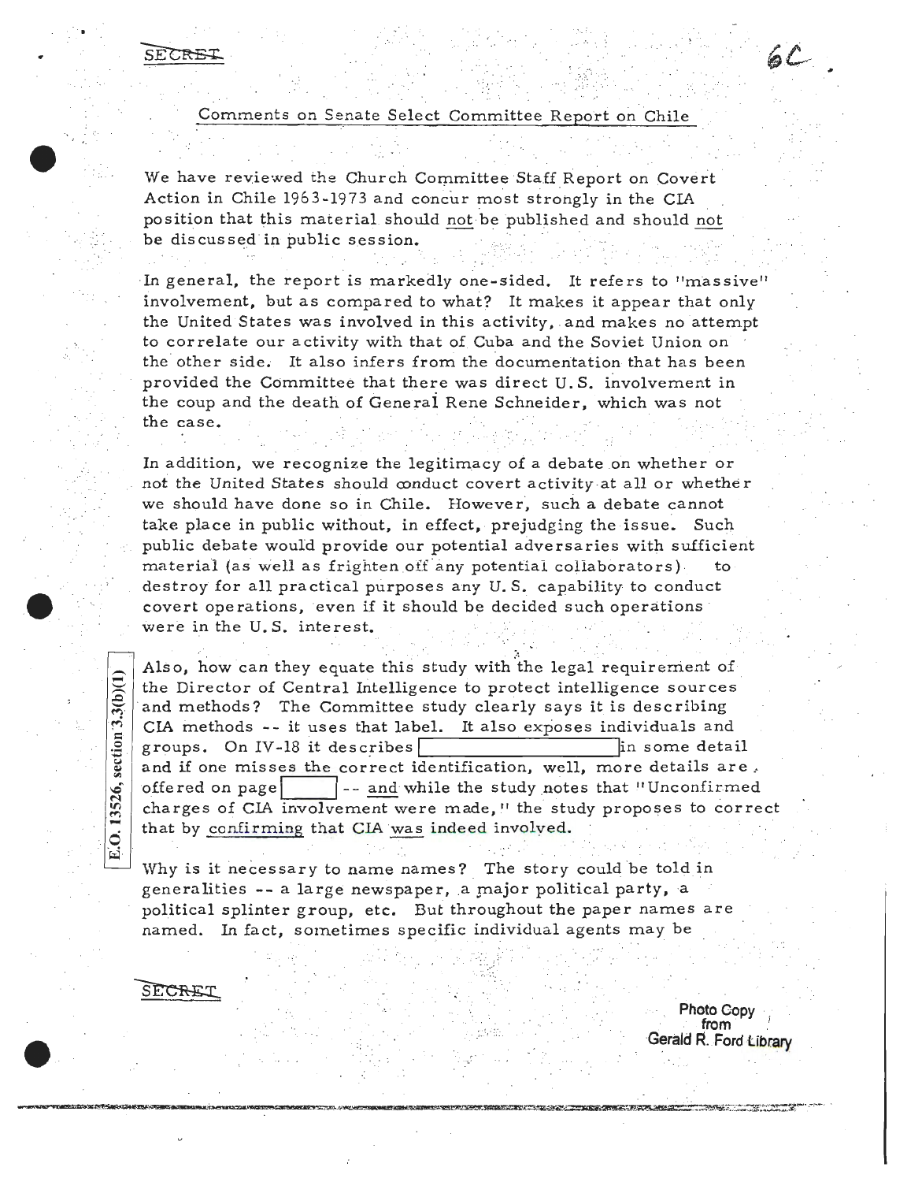SECRET

6C

## Comments on Senate Select Committee Report on Chile

We have reviewed the Church Committee Staff Report on Covert Action in Chile 1963-1973 and concur most strongly in the CIA position that this material should not be published and should not be discussed in public session.

In general, the report is markedly one-sided. It refers to "massive" involvement, but as compared to what? It makes it appear that only the United States was involved in this activity, and makes no attempt to correlate our activity with that of Cuba and the Soviet Union on the other side. It also infers from the documentation that has been provided the Committee that there was direct U.S. involvement in the coup and the death of General René Schneider, which was not the case.

In addition, we recognize the legitimacy of a debate on whether or not the United States should conduct covert activity at all or whether we should have done so in Chile. However, such a debate cannot take place in public without, in effect, prejudging the issue. Such public debate would provide our potential adversaries with sufficient material (as well as frighten off any potential collaborators) to destroy for all practical purposes any U.S. capability to conduct covert operations, even if it should be decided such operations were in the U.S. interest.

E.O. 13526, section 3.3(b)(1)

Also, how can they equate this study with the legal requirement of the Director of Central Intelligence to protect intelligence sources and methods? The Committee study clearly says it is describing CIA methods -- it uses that label. It also exposes individuals and groups. On IV-18 it describes [          ] in some detail and if one misses the correct identification, well, more details are offered on page [     ] -- and while the study notes that "Unconfirmed charges of CIA involvement were made," the study proposes to correct that by confirming that CIA was indeed involved.

Why is it necessary to name names? The story could be told in generalities -- a large newspaper, a major political party, a political splinter group, etc. But throughout the paper names are named. In fact, sometimes specific individual agents may be

SECRET

Photo Copy from Gerald R. Ford Library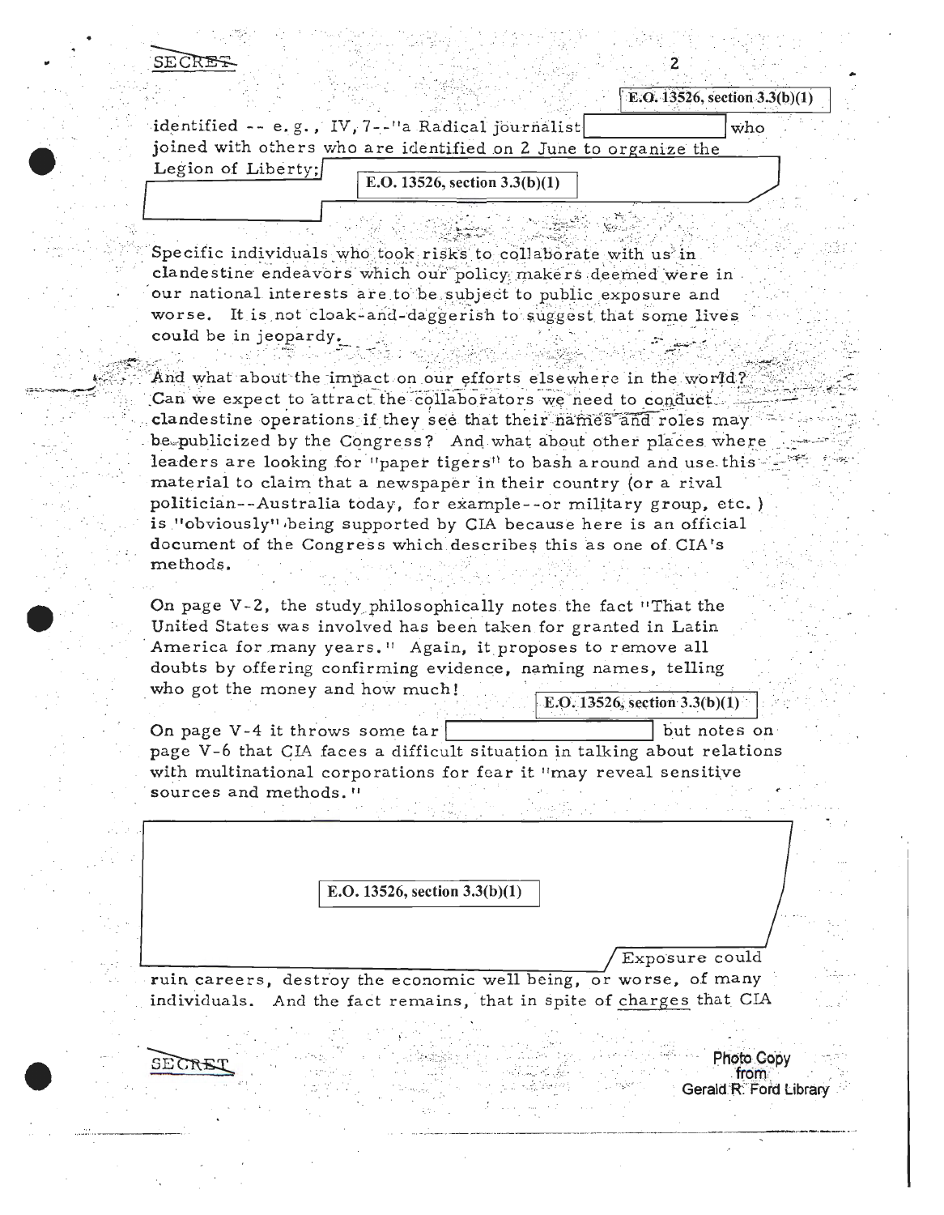SECRET

E.O. 13526, section 3.3(b)(1)

identified -- e. g., IV, 7--"a Radical journalist [redacted] who joined with others who are identified on 2 June to organize the Legion of Liberty; [E.O. 13526, section 3.3(b)(1)]

Specific individuals who took risks to collaborate with us in clandestine endeavors which our policy makers deemed were in our national interests are to be subject to public exposure and worse. It is not cloak-and-daggerish to suggest that some lives could be in jeopardy.

And what about the impact on our efforts elsewhere in the world? Can we expect to attract the collaborators we need to conduct clandestine operations if they see that their names and roles may be publicized by the Congress? And what about other places where leaders are looking for "paper tigers" to bash around and use this material to claim that a newspaper in their country (or a rival politician--Australia today, for example--or military group, etc.) is "obviously" being supported by CIA because here is an official document of the Congress which describes this as one of CIA's methods.

On page V-2, the study philosophically notes the fact "That the United States was involved has been taken for granted in Latin America for many years." Again, it proposes to remove all doubts by offering confirming evidence, naming names, telling who got the money and how much!

E.O. 13526, section 3.3(b)(1)

On page V-4 it throws some tar [redacted] but notes on page V-6 that CIA faces a difficult situation in talking about relations with multinational corporations for fear it "may reveal sensitive sources and methods."

[E.O. 13526, section 3.3(b)(1)] Exposure could ruin careers, destroy the economic well being, or worse, of many individuals. And the fact remains, that in spite of charges that CIA

SECRET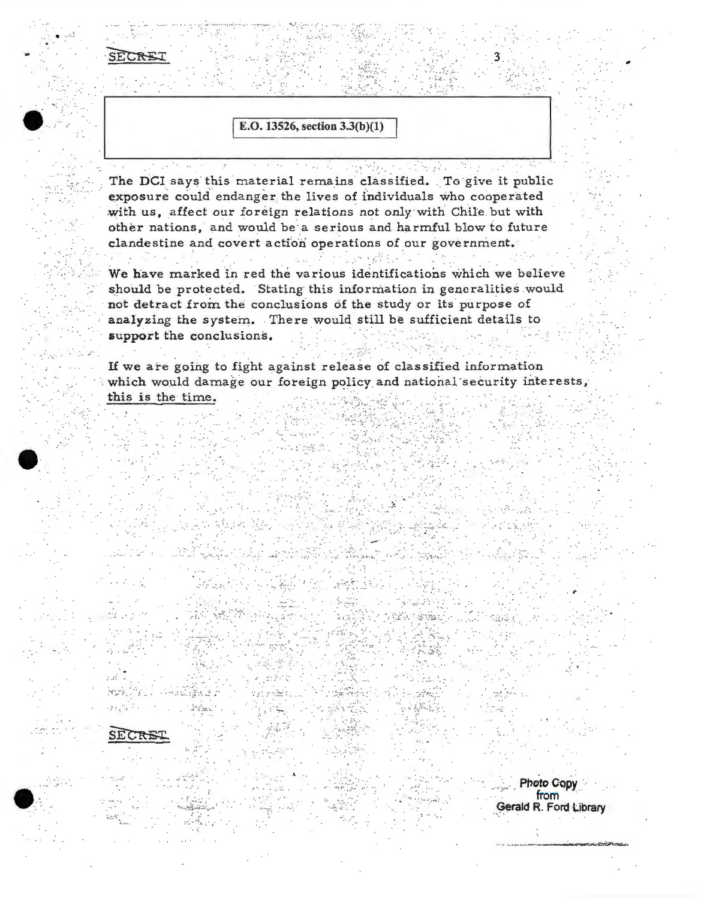SECRET

E.O. 13526, section 3.3(b)(1)

The DCI says this material remains classified. To give it public exposure could endanger the lives of individuals who cooperated with us, affect our foreign relations not only with Chile but with other nations, and would be a serious and harmful blow to future clandestine and covert action operations of our government.

We have marked in red the various identifications which we believe should be protected. Stating this information in generalities would not detract from the conclusions of the study or its purpose of analyzing the system. There would still be sufficient details to support the conclusions.

If we are going to fight against release of classified information which would damage our foreign policy and national security interests, <u>this is the time.</u>

SECRET

Photo Copy from Gerald R. Ford Library